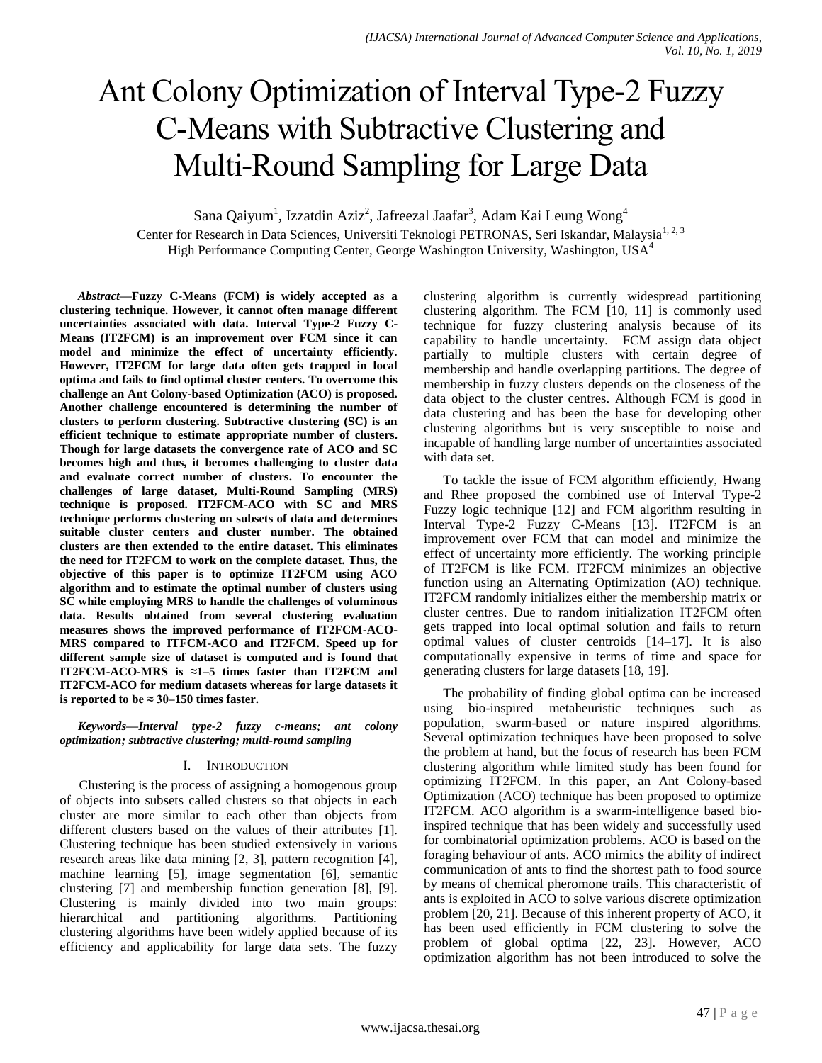# Ant Colony Optimization of Interval Type-2 Fuzzy C-Means with Subtractive Clustering and Multi-Round Sampling for Large Data

Sana Qaiyum[1], Izzatdin Aziz[2], Jafreezal Jaafar[3], Adam Kai Leung Wong[4]

Center for Research in Data Sciences, Universiti Teknologi PETRONAS, Seri Iskandar, Malaysia[1, 2, 3]
High Performance Computing Center, George Washington University, Washington, USA[4]

***Abstract*—Fuzzy C-Means (FCM) is widely accepted as a clustering technique. However, it cannot often manage different uncertainties associated with data. Interval Type-2 Fuzzy C-Means (IT2FCM) is an improvement over FCM since it can model and minimize the effect of uncertainty efficiently. However, IT2FCM for large data often gets trapped in local optima and fails to find optimal cluster centers. To overcome this challenge an Ant Colony-based Optimization (ACO) is proposed. Another challenge encountered is determining the number of clusters to perform clustering. Subtractive clustering (SC) is an efficient technique to estimate appropriate number of clusters. Though for large datasets the convergence rate of ACO and SC becomes high and thus, it becomes challenging to cluster data and evaluate correct number of clusters. To encounter the challenges of large dataset, Multi-Round Sampling (MRS) technique is proposed. IT2FCM-ACO with SC and MRS technique performs clustering on subsets of data and determines suitable cluster centers and cluster number. The obtained clusters are then extended to the entire dataset. This eliminates the need for IT2FCM to work on the complete dataset. Thus, the objective of this paper is to optimize IT2FCM using ACO algorithm and to estimate the optimal number of clusters using SC while employing MRS to handle the challenges of voluminous data. Results obtained from several clustering evaluation measures shows the improved performance of IT2FCM-ACO-MRS compared to ITFCM-ACO and IT2FCM. Speed up for different sample size of dataset is computed and is found that IT2FCM-ACO-MRS is ≈1–5 times faster than IT2FCM and IT2FCM-ACO for medium datasets whereas for large datasets it is reported to be ≈ 30–150 times faster.**

***Keywords*—*Interval type-2 fuzzy c-means; ant colony optimization; subtractive clustering; multi-round sampling***

## I. Introduction

Clustering is the process of assigning a homogenous group of objects into subsets called clusters so that objects in each cluster are more similar to each other than objects from different clusters based on the values of their attributes [1]. Clustering technique has been studied extensively in various research areas like data mining [2, 3], pattern recognition [4], machine learning [5], image segmentation [6], semantic clustering [7] and membership function generation [8], [9]. Clustering is mainly divided into two main groups: hierarchical and partitioning algorithms. Partitioning clustering algorithms have been widely applied because of its efficiency and applicability for large data sets. The fuzzy clustering algorithm is currently widespread partitioning clustering algorithm. The FCM [10, 11] is commonly used technique for fuzzy clustering analysis because of its capability to handle uncertainty. FCM assign data object partially to multiple clusters with certain degree of membership and handle overlapping partitions. The degree of membership in fuzzy clusters depends on the closeness of the data object to the cluster centres. Although FCM is good in data clustering and has been the base for developing other clustering algorithms but is very susceptible to noise and incapable of handling large number of uncertainties associated with data set.

To tackle the issue of FCM algorithm efficiently, Hwang and Rhee proposed the combined use of Interval Type-2 Fuzzy logic technique [12] and FCM algorithm resulting in Interval Type-2 Fuzzy C-Means [13]. IT2FCM is an improvement over FCM that can model and minimize the effect of uncertainty more efficiently. The working principle of IT2FCM is like FCM. IT2FCM minimizes an objective function using an Alternating Optimization (AO) technique. IT2FCM randomly initializes either the membership matrix or cluster centres. Due to random initialization IT2FCM often gets trapped into local optimal solution and fails to return optimal values of cluster centroids [14–17]. It is also computationally expensive in terms of time and space for generating clusters for large datasets [18, 19].

The probability of finding global optima can be increased using bio-inspired metaheuristic techniques such as population, swarm-based or nature inspired algorithms. Several optimization techniques have been proposed to solve the problem at hand, but the focus of research has been FCM clustering algorithm while limited study has been found for optimizing IT2FCM. In this paper, an Ant Colony-based Optimization (ACO) technique has been proposed to optimize IT2FCM. ACO algorithm is a swarm-intelligence based bio-inspired technique that has been widely and successfully used for combinatorial optimization problems. ACO is based on the foraging behaviour of ants. ACO mimics the ability of indirect communication of ants to find the shortest path to food source by means of chemical pheromone trails. This characteristic of ants is exploited in ACO to solve various discrete optimization problem [20, 21]. Because of this inherent property of ACO, it has been used efficiently in FCM clustering to solve the problem of global optima [22, 23]. However, ACO optimization algorithm has not been introduced to solve the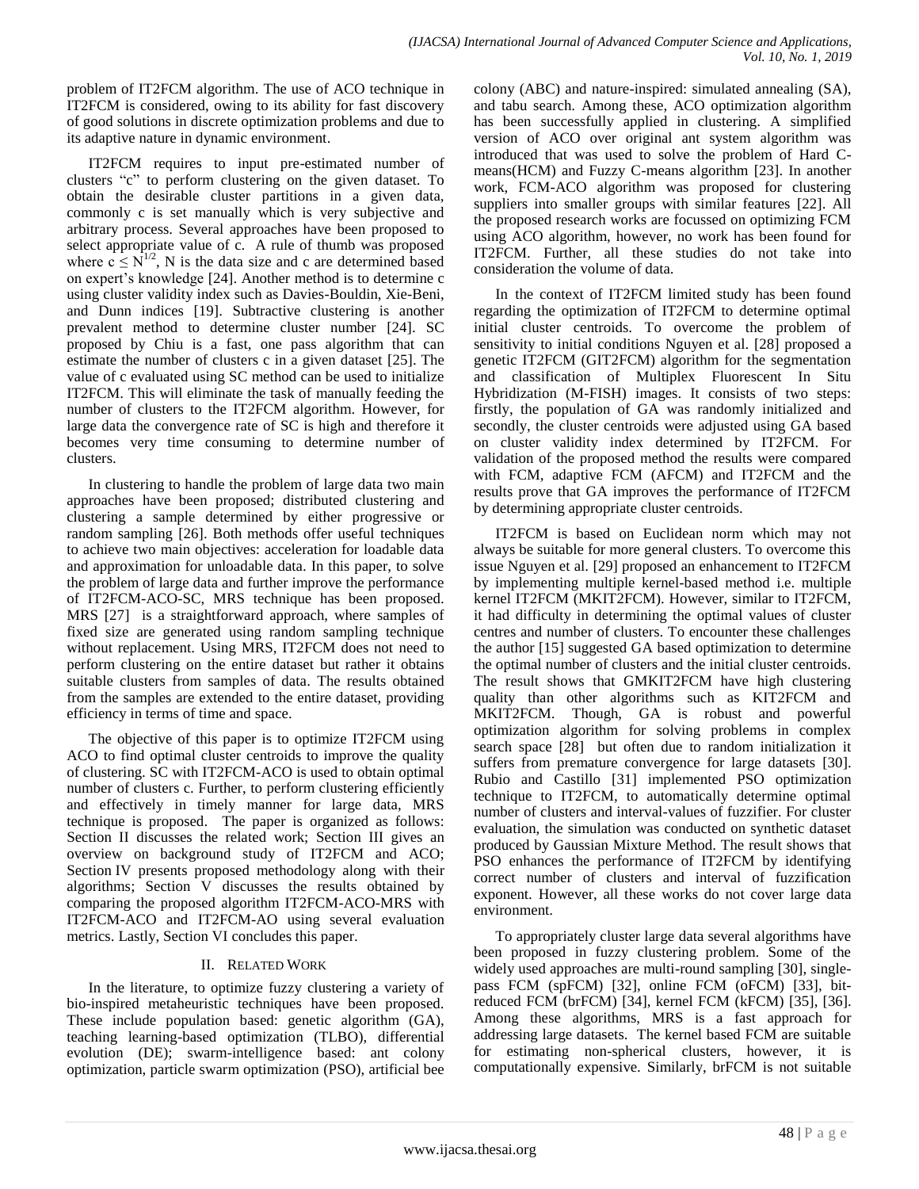problem of IT2FCM algorithm. The use of ACO technique in IT2FCM is considered, owing to its ability for fast discovery of good solutions in discrete optimization problems and due to its adaptive nature in dynamic environment.

IT2FCM requires to input pre-estimated number of clusters "c" to perform clustering on the given dataset. To obtain the desirable cluster partitions in a given data, commonly c is set manually which is very subjective and arbitrary process. Several approaches have been proposed to select appropriate value of c. A rule of thumb was proposed where $c \leq N^{1/2}$, N is the data size and c are determined based on expert's knowledge [24]. Another method is to determine c using cluster validity index such as Davies-Bouldin, Xie-Beni, and Dunn indices [19]. Subtractive clustering is another prevalent method to determine cluster number [24]. SC proposed by Chiu is a fast, one pass algorithm that can estimate the number of clusters c in a given dataset [25]. The value of c evaluated using SC method can be used to initialize IT2FCM. This will eliminate the task of manually feeding the number of clusters to the IT2FCM algorithm. However, for large data the convergence rate of SC is high and therefore it becomes very time consuming to determine number of clusters.

In clustering to handle the problem of large data two main approaches have been proposed; distributed clustering and clustering a sample determined by either progressive or random sampling [26]. Both methods offer useful techniques to achieve two main objectives: acceleration for loadable data and approximation for unloadable data. In this paper, to solve the problem of large data and further improve the performance of IT2FCM-ACO-SC, MRS technique has been proposed. MRS [27] is a straightforward approach, where samples of fixed size are generated using random sampling technique without replacement. Using MRS, IT2FCM does not need to perform clustering on the entire dataset but rather it obtains suitable clusters from samples of data. The results obtained from the samples are extended to the entire dataset, providing efficiency in terms of time and space.

The objective of this paper is to optimize IT2FCM using ACO to find optimal cluster centroids to improve the quality of clustering. SC with IT2FCM-ACO is used to obtain optimal number of clusters c. Further, to perform clustering efficiently and effectively in timely manner for large data, MRS technique is proposed. The paper is organized as follows: Section II discusses the related work; Section III gives an overview on background study of IT2FCM and ACO; Section IV presents proposed methodology along with their algorithms; Section V discusses the results obtained by comparing the proposed algorithm IT2FCM-ACO-MRS with IT2FCM-ACO and IT2FCM-AO using several evaluation metrics. Lastly, Section VI concludes this paper.

## II. Related Work

In the literature, to optimize fuzzy clustering a variety of bio-inspired metaheuristic techniques have been proposed. These include population based: genetic algorithm (GA), teaching learning-based optimization (TLBO), differential evolution (DE); swarm-intelligence based: ant colony optimization, particle swarm optimization (PSO), artificial bee colony (ABC) and nature-inspired: simulated annealing (SA), and tabu search. Among these, ACO optimization algorithm has been successfully applied in clustering. A simplified version of ACO over original ant system algorithm was introduced that was used to solve the problem of Hard C-means(HCM) and Fuzzy C-means algorithm [23]. In another work, FCM-ACO algorithm was proposed for clustering suppliers into smaller groups with similar features [22]. All the proposed research works are focussed on optimizing FCM using ACO algorithm, however, no work has been found for IT2FCM. Further, all these studies do not take into consideration the volume of data.

In the context of IT2FCM limited study has been found regarding the optimization of IT2FCM to determine optimal initial cluster centroids. To overcome the problem of sensitivity to initial conditions Nguyen et al. [28] proposed a genetic IT2FCM (GIT2FCM) algorithm for the segmentation and classification of Multiplex Fluorescent In Situ Hybridization (M-FISH) images. It consists of two steps: firstly, the population of GA was randomly initialized and secondly, the cluster centroids were adjusted using GA based on cluster validity index determined by IT2FCM. For validation of the proposed method the results were compared with FCM, adaptive FCM (AFCM) and IT2FCM and the results prove that GA improves the performance of IT2FCM by determining appropriate cluster centroids.

IT2FCM is based on Euclidean norm which may not always be suitable for more general clusters. To overcome this issue Nguyen et al. [29] proposed an enhancement to IT2FCM by implementing multiple kernel-based method i.e. multiple kernel IT2FCM (MKIT2FCM). However, similar to IT2FCM, it had difficulty in determining the optimal values of cluster centres and number of clusters. To encounter these challenges the author [15] suggested GA based optimization to determine the optimal number of clusters and the initial cluster centroids. The result shows that GMKIT2FCM have high clustering quality than other algorithms such as KIT2FCM and MKIT2FCM. Though, GA is robust and powerful optimization algorithm for solving problems in complex search space [28] but often due to random initialization it suffers from premature convergence for large datasets [30]. Rubio and Castillo [31] implemented PSO optimization technique to IT2FCM, to automatically determine optimal number of clusters and interval-values of fuzzifier. For cluster evaluation, the simulation was conducted on synthetic dataset produced by Gaussian Mixture Method. The result shows that PSO enhances the performance of IT2FCM by identifying correct number of clusters and interval of fuzzification exponent. However, all these works do not cover large data environment.

To appropriately cluster large data several algorithms have been proposed in fuzzy clustering problem. Some of the widely used approaches are multi-round sampling [30], single-pass FCM (spFCM) [32], online FCM (oFCM) [33], bit-reduced FCM (brFCM) [34], kernel FCM (kFCM) [35], [36]. Among these algorithms, MRS is a fast approach for addressing large datasets. The kernel based FCM are suitable for estimating non-spherical clusters, however, it is computationally expensive. Similarly, brFCM is not suitable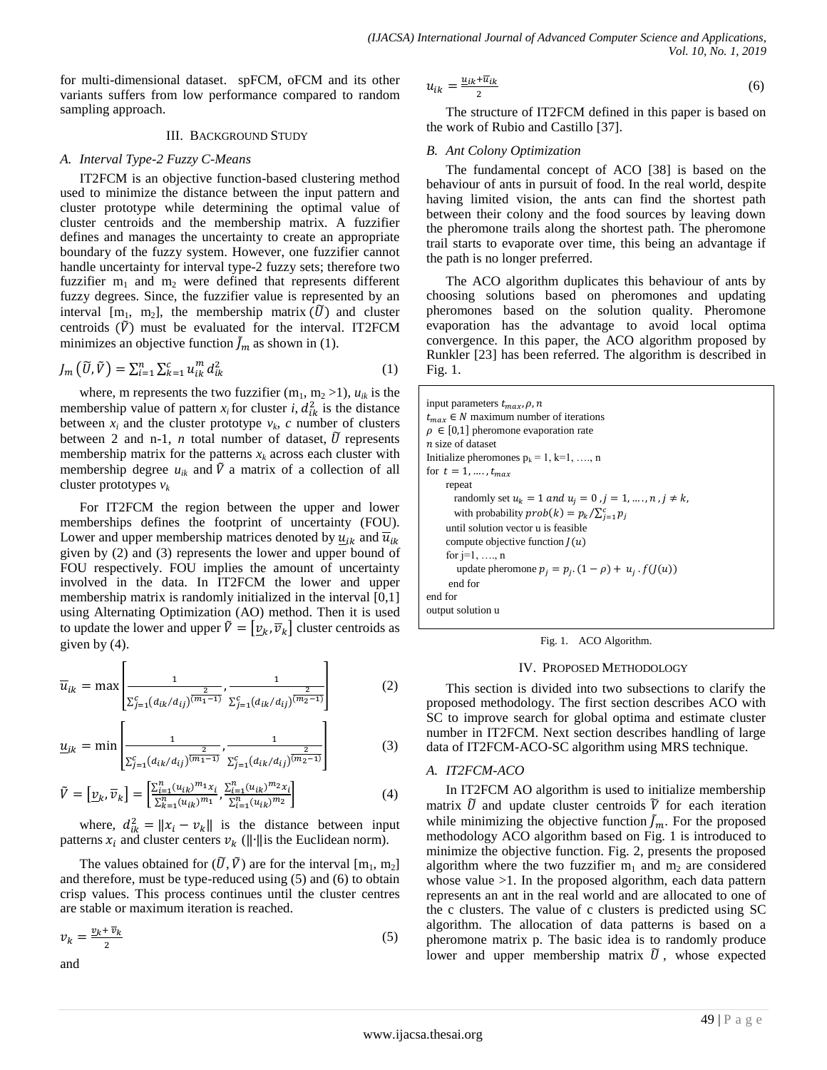for multi-dimensional dataset. spFCM, oFCM and its other variants suffers from low performance compared to random sampling approach.

## III. Background Study

### A. Interval Type-2 Fuzzy C-Means

IT2FCM is an objective function-based clustering method used to minimize the distance between the input pattern and cluster prototype while determining the optimal value of cluster centroids and the membership matrix. A fuzzifier defines and manages the uncertainty to create an appropriate boundary of the fuzzy system. However, one fuzzifier cannot handle uncertainty for interval type-2 fuzzy sets; therefore two fuzzifier $m_1$ and $m_2$ were defined that represents different fuzzy degrees. Since, the fuzzifier value is represented by an interval $[m_1, m_2]$, the membership matrix $(\widetilde{U})$ and cluster centroids $(\widetilde{V})$ must be evaluated for the interval. IT2FCM minimizes an objective function $\widetilde{J}_m$ as shown in (1).

$$J_m\left(\widetilde{U},\widetilde{V}\right) = \sum_{i=1}^{n}\sum_{k=1}^{c} u_{ik}^{m}\, d_{ik}^{2} \tag{1}$$

where, m represents the two fuzzifier ($m_1, m_2 > 1$), $u_{ik}$ is the membership value of pattern $x_i$ for cluster $i$, $d_{ik}^2$ is the distance between $x_i$ and the cluster prototype $v_k$, $c$ number of clusters between 2 and n-1, $n$ total number of dataset, $\widetilde{U}$ represents membership matrix for the patterns $x_k$ across each cluster with membership degree $u_{ik}$ and $\widetilde{V}$ a matrix of a collection of all cluster prototypes $v_k$

For IT2FCM the region between the upper and lower memberships defines the footprint of uncertainty (FOU). Lower and upper membership matrices denoted by $\underline{u}_{ik}$ and $\overline{u}_{ik}$ given by (2) and (3) represents the lower and upper bound of FOU respectively. FOU implies the amount of uncertainty involved in the data. In IT2FCM the lower and upper membership matrix is randomly initialized in the interval [0,1] using Alternating Optimization (AO) method. Then it is used to update the lower and upper $\widetilde{V} = \left[\underline{v}_k, \overline{v}_k\right]$ cluster centroids as given by (4).

$$\overline{u}_{ik} = \max\left[\frac{1}{\sum_{j=1}^{c}\left(d_{ik}/d_{ij}\right)^{\frac{2}{(m_1-1)}}}, \frac{1}{\sum_{j=1}^{c}\left(d_{ik}/d_{ij}\right)^{\frac{2}{(m_2-1)}}}\right] \tag{2}$$

$$\underline{u}_{ik} = \min\left[\frac{1}{\sum_{j=1}^{c}\left(d_{ik}/d_{ij}\right)^{\frac{2}{(m_1-1)}}}, \frac{1}{\sum_{j=1}^{c}\left(d_{ik}/d_{ij}\right)^{\frac{2}{(m_2-1)}}}\right] \tag{3}$$

$$\widetilde{V} = \left[\underline{v}_k, \overline{v}_k\right] = \left[\frac{\sum_{i=1}^{n}(u_{ik})^{m_1} x_i}{\sum_{k=1}^{n}(u_{ik})^{m_1}}, \frac{\sum_{i=1}^{n}(u_{ik})^{m_2} x_i}{\sum_{i=1}^{n}(u_{ik})^{m_2}}\right] \tag{4}$$

where, $d_{ik}^2 = \|x_i - v_k\|$ is the distance between input patterns $x_i$ and cluster centers $v_k$ ($\|\cdot\|$is the Euclidean norm).

The values obtained for $(\widetilde{U},\widetilde{V})$ are for the interval $[m_1, m_2]$ and therefore, must be type-reduced using (5) and (6) to obtain crisp values. This process continues until the cluster centres are stable or maximum iteration is reached.

$$v_k = \frac{\underline{v}_k + \overline{v}_k}{2} \tag{5}$$

and

$$u_{ik} = \frac{\underline{u}_{ik} + \overline{u}_{ik}}{2} \tag{6}$$

The structure of IT2FCM defined in this paper is based on the work of Rubio and Castillo [37].

### B. Ant Colony Optimization

The fundamental concept of ACO [38] is based on the behaviour of ants in pursuit of food. In the real world, despite having limited vision, the ants can find the shortest path between their colony and the food sources by leaving down the pheromone trails along the shortest path. The pheromone trail starts to evaporate over time, this being an advantage if the path is no longer preferred.

The ACO algorithm duplicates this behaviour of ants by choosing solutions based on pheromones and updating pheromones based on the solution quality. Pheromone evaporation has the advantage to avoid local optima convergence. In this paper, the ACO algorithm proposed by Runkler [23] has been referred. The algorithm is described in Fig. 1.

```
input parameters t_max, ρ, n
t_max ∈ N maximum number of iterations
ρ ∈ [0,1] pheromone evaporation rate
n size of dataset
Initialize pheromones p_k = 1, k=1, …., n
for t = 1, …., t_max
    repeat
        randomly set u_k = 1 and u_j = 0 , j = 1, …., n , j ≠ k,
        with probability prob(k) = p_k / Σ_{j=1}^{c} p_j
    until solution vector u is feasible
    compute objective function J(u)
    for j=1, …., n
        update pheromone p_j = p_j.(1 − ρ) + u_j . f(J(u))
    end for
end for
output solution u
```

Fig. 1. ACO Algorithm.

## IV. Proposed Methodology

This section is divided into two subsections to clarify the proposed methodology. The first section describes ACO with SC to improve search for global optima and estimate cluster number in IT2FCM. Next section describes handling of large data of IT2FCM-ACO-SC algorithm using MRS technique.

### A. IT2FCM-ACO

In IT2FCM AO algorithm is used to initialize membership matrix $\widetilde{U}$ and update cluster centroids $\widetilde{V}$ for each iteration while minimizing the objective function $\widetilde{J}_m$. For the proposed methodology ACO algorithm based on Fig. 1 is introduced to minimize the objective function. Fig. 2, presents the proposed algorithm where the two fuzzifier $m_1$ and $m_2$ are considered whose value >1. In the proposed algorithm, each data pattern represents an ant in the real world and are allocated to one of the c clusters. The value of c clusters is predicted using SC algorithm. The allocation of data patterns is based on a pheromone matrix p. The basic idea is to randomly produce lower and upper membership matrix $\widetilde{U}$, whose expected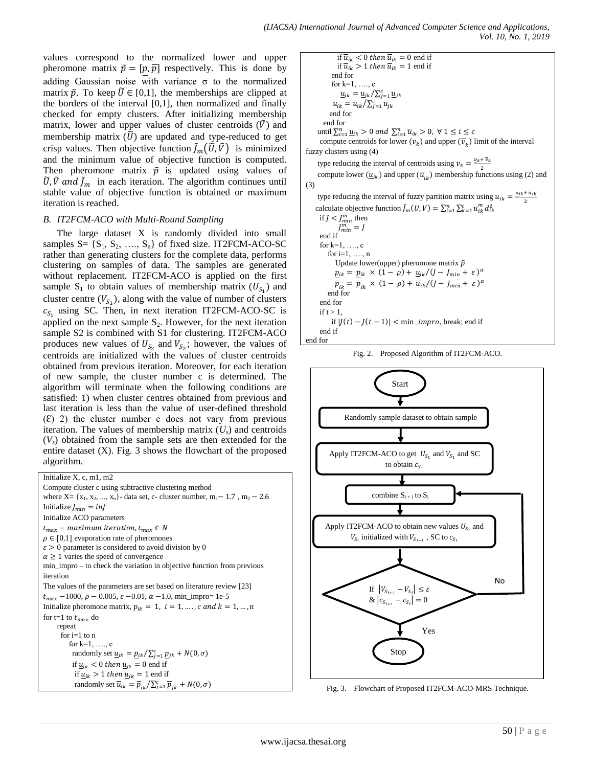values correspond to the normalized lower and upper pheromone matrix $\tilde{p} = [\underline{p}, \overline{p}]$ respectively. This is done by adding Gaussian noise with variance σ to the normalized matrix $\tilde{p}$. To keep $\tilde{U} \in [0,1]$, the memberships are clipped at the borders of the interval [0,1], then normalized and finally checked for empty clusters. After initializing membership matrix, lower and upper values of cluster centroids ($\tilde{V}$) and membership matrix ($\tilde{U}$) are updated and type-reduced to get crisp values. Then objective function $\tilde{J}_m(\tilde{U}, \tilde{V})$ is minimized and the minimum value of objective function is computed. Then pheromone matrix $\tilde{p}$ is updated using values of $\tilde{U}, \tilde{V}$ and $\tilde{J}_m$ in each iteration. The algorithm continues until stable value of objective function is obtained or maximum iteration is reached.

### *B. IT2FCM-ACO with Multi-Round Sampling*

The large dataset X is randomly divided into small samples S= {$S_1$, $S_2$, …., $S_n$} of fixed size. IT2FCM-ACO-SC rather than generating clusters for the complete data, performs clustering on samples of data. The samples are generated without replacement. IT2FCM-ACO is applied on the first sample $S_1$ to obtain values of membership matrix ($U_{S_1}$) and cluster centre ($V_{S_1}$), along with the value of number of clusters $c_{S_1}$ using SC. Then, in next iteration IT2FCM-ACO-SC is applied on the next sample $S_2$. However, for the next iteration sample S2 is combined with S1 for clustering. IT2FCM-ACO produces new values of $U_{S_2}$ and $V_{S_2}$; however, the values of centroids are initialized with the values of cluster centroids obtained from previous iteration. Moreover, for each iteration of new sample, the cluster number c is determined. The algorithm will terminate when the following conditions are satisfied: 1) when cluster centres obtained from previous and last iteration is less than the value of user-defined threshold (Ɛ) 2) the cluster number c does not vary from previous iteration. The values of membership matrix ($U_s$) and centroids ($V_s$) obtained from the sample sets are then extended for the entire dataset (X). Fig. 3 shows the flowchart of the proposed algorithm.

```
Initialize X, c, m1, m2
Compute cluster c using subtractive clustering method
where X= {x1, x2, ..., xn}- data set, c- cluster number, m1− 1.7 , m2 − 2.6
Initialize J_min = inf
Initialize ACO parameters
t_max − maximum iteration, t_max ∈ N
ρ ∈ [0,1] evaporation rate of pheromones
ε > 0 parameter is considered to avoid division by 0
α ≥ 1 varies the speed of convergence
min_impro – to check the variation in objective function from previous iteration
The values of the parameters are set based on literature review [23]
t_max −1000, ρ − 0.005, ε −0.01, α −1.0, min_impro= 1e-5
Initialize pheromone matrix, p_ik = 1, i = 1, ...., c and k = 1, ..., n
for t=1 to t_max do
    repeat
      for i=1 to n
        for k=1, …., c
          randomly set u̲_ik = p̲_ik / Σ_{j=1}^{c} p̲_jk + N(0, σ)
          if u̲_ik < 0 then u̲_ik = 0 end if
          if u̲_ik > 1 then u̲_ik = 1 end if
          randomly set ū_ik = p̄_ik / Σ_{j=1}^{c} p̄_jk + N(0, σ)
          if ū_ik < 0 then ū_ik = 0 end if
          if ū_ik > 1 then ū_ik = 1 end if
        end for
        for k=1, …., c
          u̲_ik = u̲_ik / Σ_{j=1}^{c} u̲_jk
          ū_ik = ū_ik / Σ_{j=1}^{c} ū_jk
        end for
      end for
    until Σ_{i=1}^{n} u̲_ik > 0 and Σ_{i=1}^{n} ū_ik > 0, ∀ 1 ≤ i ≤ c
    compute centroids for lower (v̲_k) and upper (v̄_k) limit of the interval fuzzy clusters using (4)
    type reducing the interval of centroids using v_k = (v̲_k + v̄_k)/2
    compute lower (u̲_ik) and upper (ū_ik) membership functions using (2) and (3)
    type reducing the interval of fuzzy partition matrix using u_ik = (u̲_ik + ū_ik)/2
    calculate objective function J̃_m(U, V) = Σ_{i=1}^{n} Σ_{k=1}^{c} u_ik^m d_ik^2
    if J < J_min^m then
        J_min^m = J
    end if
    for k=1, …., c
      for i=1, …., n
        Update lower(upper) pheromone matrix p̃
        p̲_ik = p̲_ik × (1 − ρ) + u̲_ik / (J − J_min + ε)^α
        p̄_ik = p̄_ik × (1 − ρ) + ū_ik / (J − J_min + ε)^α
      end for
    end for
    if t > 1,
       if |J(t) − J(t − 1)| < min_impro, break; end if
    end if
end for
```

Fig. 2. Proposed Algorithm of IT2FCM-ACO.

```
Start
  ↓
Randomly sample dataset to obtain sample
  ↓
Apply IT2FCM-ACO to get U_{S1} and V_{S1} and SC to obtain c_{S1}
  ↓
combine S_{i+1} to S_i   ←──────────────┐
  ↓                                     │
Apply IT2FCM-ACO to obtain new values   │
U_{Si} and V_{Si} initialized with      │
V_{S_{i-1}}, SC to c_{Si}               │
  ↓                                     │
If |V_{S_{i+1}} − V_{Si}| ≤ ε           │
& |c_{S_{i+1}} − c_{Si}| = 0  ── No ────┘
  ↓ Yes
Stop
```

Fig. 3. Flowchart of Proposed IT2FCM-ACO-MRS Technique.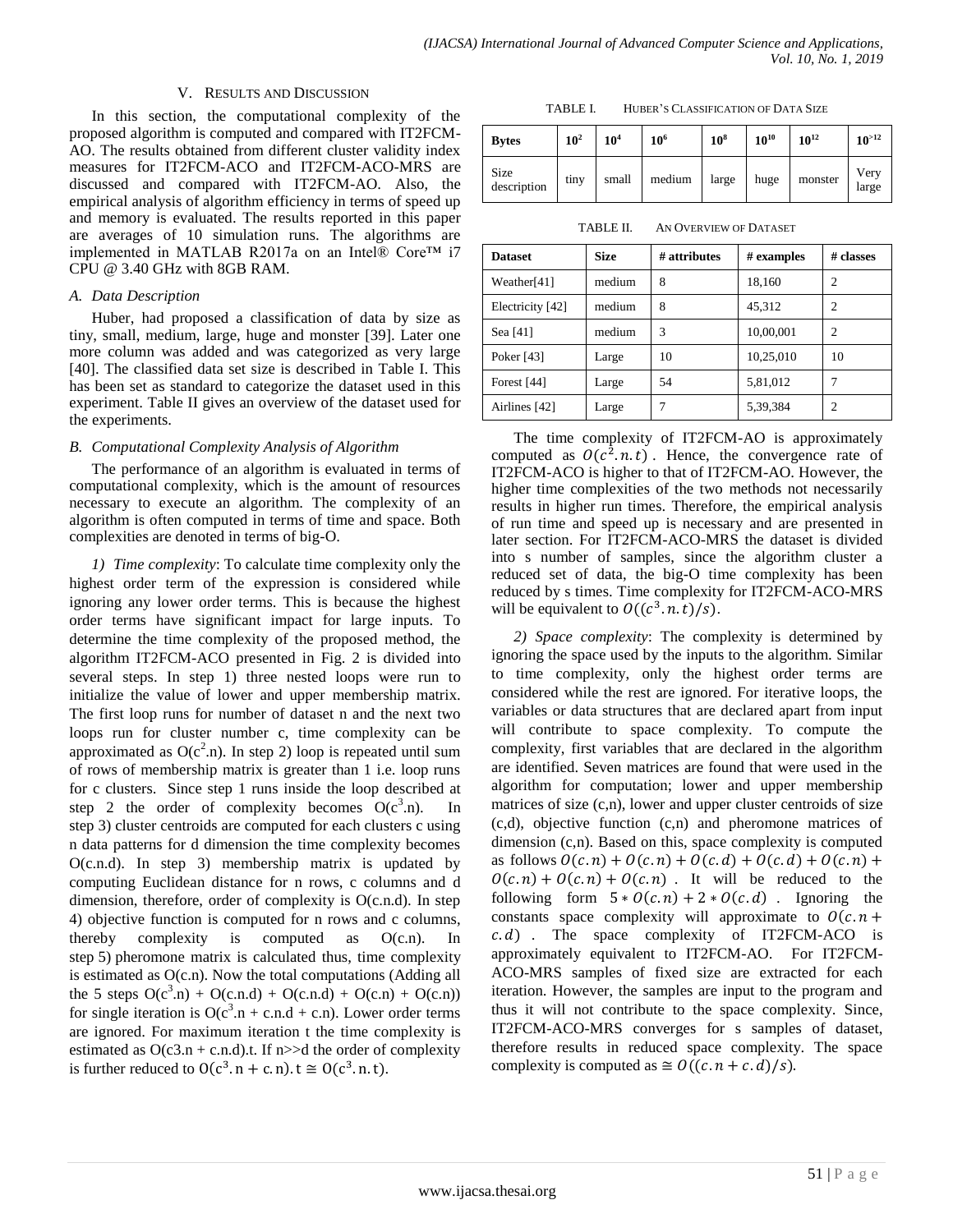## V. Results and Discussion

In this section, the computational complexity of the proposed algorithm is computed and compared with IT2FCM-AO. The results obtained from different cluster validity index measures for IT2FCM-ACO and IT2FCM-ACO-MRS are discussed and compared with IT2FCM-AO. Also, the empirical analysis of algorithm efficiency in terms of speed up and memory is evaluated. The results reported in this paper are averages of 10 simulation runs. The algorithms are implemented in MATLAB R2017a on an Intel® Core™ i7 CPU @ 3.40 GHz with 8GB RAM.

### A. Data Description

Huber, had proposed a classification of data by size as tiny, small, medium, large, huge and monster [39]. Later one more column was added and was categorized as very large [40]. The classified data set size is described in Table I. This has been set as standard to categorize the dataset used in this experiment. Table II gives an overview of the dataset used for the experiments.

TABLE I. Huber's Classification of Data Size

| Bytes | $10^2$ | $10^4$ | $10^6$ | $10^8$ | $10^{10}$ | $10^{12}$ | $10^{>12}$ |
|---|---|---|---|---|---|---|---|
| Size description | tiny | small | medium | large | huge | monster | Very large |

TABLE II. An Overview of Dataset

| Dataset | Size | # attributes | # examples | # classes |
|---|---|---|---|---|
| Weather[41] | medium | 8 | 18,160 | 2 |
| Electricity [42] | medium | 8 | 45,312 | 2 |
| Sea [41] | medium | 3 | 10,00,001 | 2 |
| Poker [43] | Large | 10 | 10,25,010 | 10 |
| Forest [44] | Large | 54 | 5,81,012 | 7 |
| Airlines [42] | Large | 7 | 5,39,384 | 2 |

### B. Computational Complexity Analysis of Algorithm

The performance of an algorithm is evaluated in terms of computational complexity, which is the amount of resources necessary to execute an algorithm. The complexity of an algorithm is often computed in terms of time and space. Both complexities are denoted in terms of big-O.

*1) Time complexity*: To calculate time complexity only the highest order term of the expression is considered while ignoring any lower order terms. This is because the highest order terms have significant impact for large inputs. To determine the time complexity of the proposed method, the algorithm IT2FCM-ACO presented in Fig. 2 is divided into several steps. In step 1) three nested loops were run to initialize the value of lower and upper membership matrix. The first loop runs for number of dataset n and the next two loops run for cluster number c, time complexity can be approximated as $O(c^2.n)$. In step 2) loop is repeated until sum of rows of membership matrix is greater than 1 i.e. loop runs for c clusters. Since step 1 runs inside the loop described at step 2 the order of complexity becomes $O(c^3.n)$. In step 3) cluster centroids are computed for each clusters c using n data patterns for d dimension the time complexity becomes O(c.n.d). In step 3) membership matrix is updated by computing Euclidean distance for n rows, c columns and d dimension, therefore, order of complexity is O(c.n.d). In step 4) objective function is computed for n rows and c columns, thereby complexity is computed as O(c.n). In step 5) pheromone matrix is calculated thus, time complexity is estimated as O(c.n). Now the total computations (Adding all the 5 steps $O(c^3.n)$ + O(c.n.d) + O(c.n.d) + O(c.n) + O(c.n)) for single iteration is $O(c^3.n + c.n.d + c.n)$. Lower order terms are ignored. For maximum iteration t the time complexity is estimated as O(c3.n + c.n.d).t. If n>>d the order of complexity is further reduced to $O(c^3.n + c.n).t \cong O(c^3.n.t)$.

The time complexity of IT2FCM-AO is approximately computed as $O(c^2.n.t)$. Hence, the convergence rate of IT2FCM-ACO is higher to that of IT2FCM-AO. However, the higher time complexities of the two methods not necessarily results in higher run times. Therefore, the empirical analysis of run time and speed up is necessary and are presented in later section. For IT2FCM-ACO-MRS the dataset is divided into s number of samples, since the algorithm cluster a reduced set of data, the big-O time complexity has been reduced by s times. Time complexity for IT2FCM-ACO-MRS will be equivalent to $O((c^3.n.t)/s)$.

*2) Space complexity*: The complexity is determined by ignoring the space used by the inputs to the algorithm. Similar to time complexity, only the highest order terms are considered while the rest are ignored. For iterative loops, the variables or data structures that are declared apart from input will contribute to space complexity. To compute the complexity, first variables that are declared in the algorithm are identified. Seven matrices are found that were used in the algorithm for computation; lower and upper membership matrices of size (c,n), lower and upper cluster centroids of size (c,d), objective function (c,n) and pheromone matrices of dimension (c,n). Based on this, space complexity is computed as follows $O(c.n) + O(c.n) + O(c.d) + O(c.d) + O(c.n) + O(c.n) + O(c.n) + O(c.n)$. It will be reduced to the following form $5 * O(c.n) + 2 * O(c.d)$. Ignoring the constants space complexity will approximate to $O(c.n + c.d)$. The space complexity of IT2FCM-ACO is approximately equivalent to IT2FCM-AO. For IT2FCM-ACO-MRS samples of fixed size are extracted for each iteration. However, the samples are input to the program and thus it will not contribute to the space complexity. Since, IT2FCM-ACO-MRS converges for s samples of dataset, therefore results in reduced space complexity. The space complexity is computed as $\cong O((c.n + c.d)/s)$.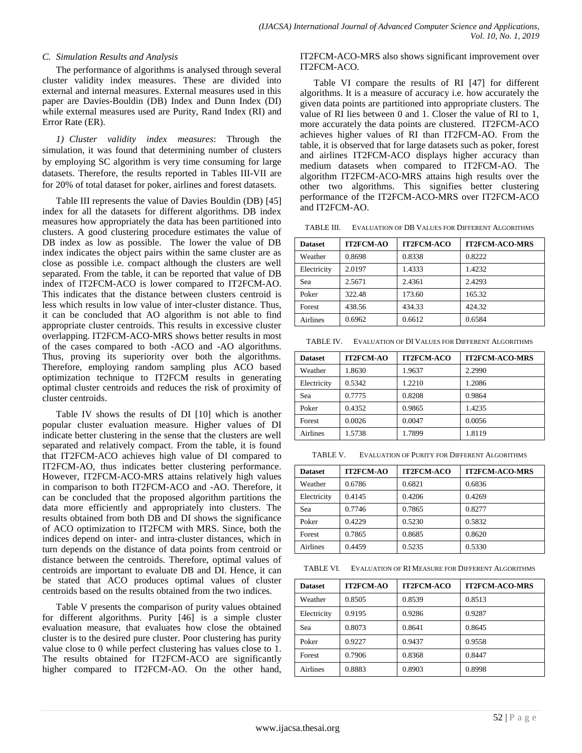### C. Simulation Results and Analysis

The performance of algorithms is analysed through several cluster validity index measures. These are divided into external and internal measures. External measures used in this paper are Davies-Bouldin (DB) Index and Dunn Index (DI) while external measures used are Purity, Rand Index (RI) and Error Rate (ER).

*1) Cluster validity index measures*: Through the simulation, it was found that determining number of clusters by employing SC algorithm is very time consuming for large datasets. Therefore, the results reported in Tables III-VII are for 20% of total dataset for poker, airlines and forest datasets.

Table III represents the value of Davies Bouldin (DB) [45] index for all the datasets for different algorithms. DB index measures how appropriately the data has been partitioned into clusters. A good clustering procedure estimates the value of DB index as low as possible. The lower the value of DB index indicates the object pairs within the same cluster are as close as possible i.e. compact although the clusters are well separated. From the table, it can be reported that value of DB index of IT2FCM-ACO is lower compared to IT2FCM-AO. This indicates that the distance between clusters centroid is less which results in low value of inter-cluster distance. Thus, it can be concluded that AO algorithm is not able to find appropriate cluster centroids. This results in excessive cluster overlapping. IT2FCM-ACO-MRS shows better results in most of the cases compared to both -ACO and -AO algorithms. Thus, proving its superiority over both the algorithms. Therefore, employing random sampling plus ACO based optimization technique to IT2FCM results in generating optimal cluster centroids and reduces the risk of proximity of cluster centroids.

Table IV shows the results of DI [10] which is another popular cluster evaluation measure. Higher values of DI indicate better clustering in the sense that the clusters are well separated and relatively compact. From the table, it is found that IT2FCM-ACO achieves high value of DI compared to IT2FCM-AO, thus indicates better clustering performance. However, IT2FCM-ACO-MRS attains relatively high values in comparison to both IT2FCM-ACO and -AO. Therefore, it can be concluded that the proposed algorithm partitions the data more efficiently and appropriately into clusters. The results obtained from both DB and DI shows the significance of ACO optimization to IT2FCM with MRS. Since, both the indices depend on inter- and intra-cluster distances, which in turn depends on the distance of data points from centroid or distance between the centroids. Therefore, optimal values of centroids are important to evaluate DB and DI. Hence, it can be stated that ACO produces optimal values of cluster centroids based on the results obtained from the two indices.

Table V presents the comparison of purity values obtained for different algorithms. Purity [46] is a simple cluster evaluation measure, that evaluates how close the obtained cluster is to the desired pure cluster. Poor clustering has purity value close to 0 while perfect clustering has values close to 1. The results obtained for IT2FCM-ACO are significantly higher compared to IT2FCM-AO. On the other hand, IT2FCM-ACO-MRS also shows significant improvement over IT2FCM-ACO.

Table VI compare the results of RI [47] for different algorithms. It is a measure of accuracy i.e. how accurately the given data points are partitioned into appropriate clusters. The value of RI lies between 0 and 1. Closer the value of RI to 1, more accurately the data points are clustered. IT2FCM-ACO achieves higher values of RI than IT2FCM-AO. From the table, it is observed that for large datasets such as poker, forest and airlines IT2FCM-ACO displays higher accuracy than medium datasets when compared to IT2FCM-AO. The algorithm IT2FCM-ACO-MRS attains high results over the other two algorithms. This signifies better clustering performance of the IT2FCM-ACO-MRS over IT2FCM-ACO and IT2FCM-AO.

TABLE III. EVALUATION OF DB VALUES FOR DIFFERENT ALGORITHMS

| Dataset | IT2FCM-AO | IT2FCM-ACO | IT2FCM-ACO-MRS |
|---|---|---|---|
| Weather | 0.8698 | 0.8338 | 0.8222 |
| Electricity | 2.0197 | 1.4333 | 1.4232 |
| Sea | 2.5671 | 2.4361 | 2.4293 |
| Poker | 322.48 | 173.60 | 165.32 |
| Forest | 438.56 | 434.33 | 424.32 |
| Airlines | 0.6962 | 0.6612 | 0.6584 |

TABLE IV. EVALUATION OF DI VALUES FOR DIFFERENT ALGORITHMS

| Dataset | IT2FCM-AO | IT2FCM-ACO | IT2FCM-ACO-MRS |
|---|---|---|---|
| Weather | 1.8630 | 1.9637 | 2.2990 |
| Electricity | 0.5342 | 1.2210 | 1.2086 |
| Sea | 0.7775 | 0.8208 | 0.9864 |
| Poker | 0.4352 | 0.9865 | 1.4235 |
| Forest | 0.0026 | 0.0047 | 0.0056 |
| Airlines | 1.5738 | 1.7899 | 1.8119 |

TABLE V. EVALUATION OF PURITY FOR DIFFERENT ALGORITHMS

| Dataset | IT2FCM-AO | IT2FCM-ACO | IT2FCM-ACO-MRS |
|---|---|---|---|
| Weather | 0.6786 | 0.6821 | 0.6836 |
| Electricity | 0.4145 | 0.4206 | 0.4269 |
| Sea | 0.7746 | 0.7865 | 0.8277 |
| Poker | 0.4229 | 0.5230 | 0.5832 |
| Forest | 0.7865 | 0.8685 | 0.8620 |
| Airlines | 0.4459 | 0.5235 | 0.5330 |

TABLE VI. EVALUATION OF RI MEASURE FOR DIFFERENT ALGORITHMS

| Dataset | IT2FCM-AO | IT2FCM-ACO | IT2FCM-ACO-MRS |
|---|---|---|---|
| Weather | 0.8505 | 0.8539 | 0.8513 |
| Electricity | 0.9195 | 0.9286 | 0.9287 |
| Sea | 0.8073 | 0.8641 | 0.8645 |
| Poker | 0.9227 | 0.9437 | 0.9558 |
| Forest | 0.7906 | 0.8368 | 0.8447 |
| Airlines | 0.8883 | 0.8903 | 0.8998 |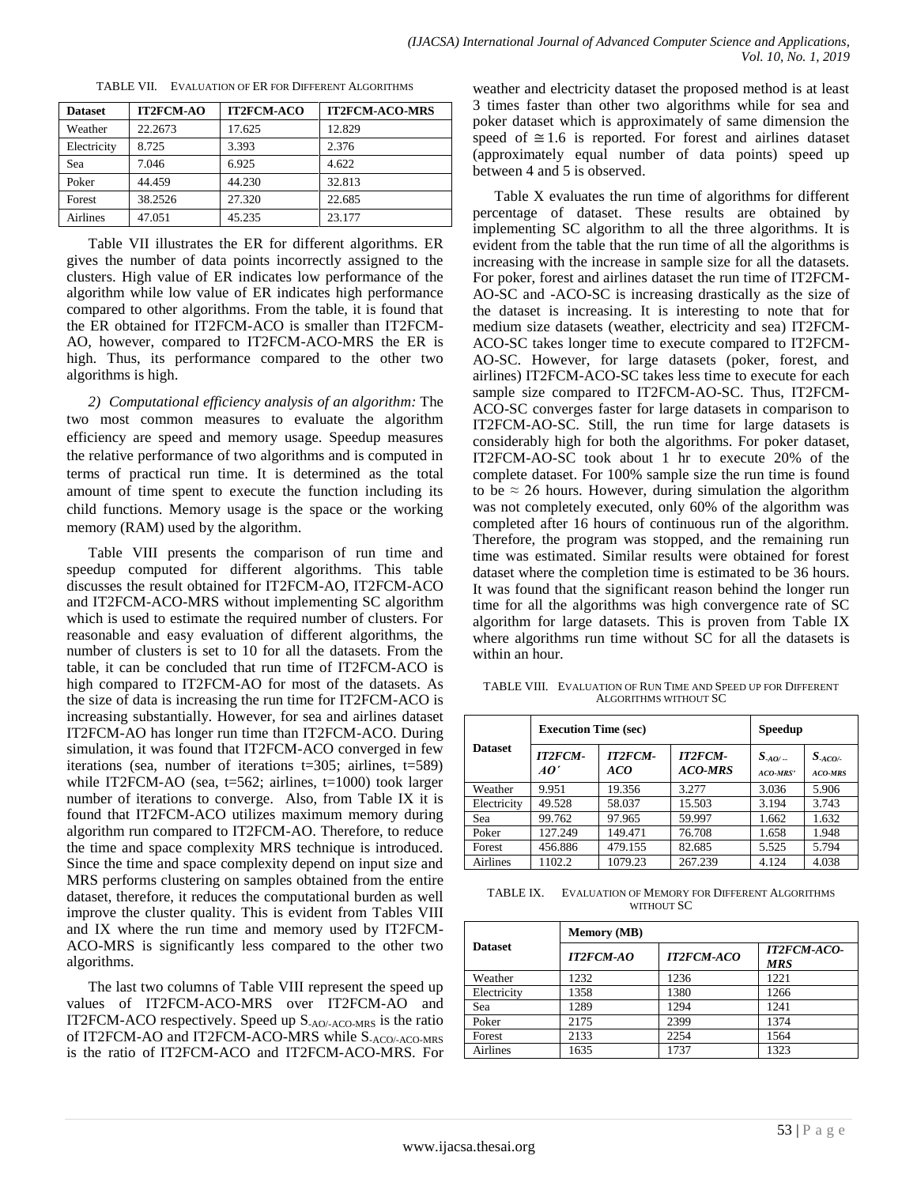TABLE VII. EVALUATION OF ER FOR DIFFERENT ALGORITHMS

| Dataset | IT2FCM-AO | IT2FCM-ACO | IT2FCM-ACO-MRS |
|---|---|---|---|
| Weather | 22.2673 | 17.625 | 12.829 |
| Electricity | 8.725 | 3.393 | 2.376 |
| Sea | 7.046 | 6.925 | 4.622 |
| Poker | 44.459 | 44.230 | 32.813 |
| Forest | 38.2526 | 27.320 | 22.685 |
| Airlines | 47.051 | 45.235 | 23.177 |

Table VII illustrates the ER for different algorithms. ER gives the number of data points incorrectly assigned to the clusters. High value of ER indicates low performance of the algorithm while low value of ER indicates high performance compared to other algorithms. From the table, it is found that the ER obtained for IT2FCM-ACO is smaller than IT2FCM-AO, however, compared to IT2FCM-ACO-MRS the ER is high. Thus, its performance compared to the other two algorithms is high.

*2) Computational efficiency analysis of an algorithm:* The two most common measures to evaluate the algorithm efficiency are speed and memory usage. Speedup measures the relative performance of two algorithms and is computed in terms of practical run time. It is determined as the total amount of time spent to execute the function including its child functions. Memory usage is the space or the working memory (RAM) used by the algorithm.

Table VIII presents the comparison of run time and speedup computed for different algorithms. This table discusses the result obtained for IT2FCM-AO, IT2FCM-ACO and IT2FCM-ACO-MRS without implementing SC algorithm which is used to estimate the required number of clusters. For reasonable and easy evaluation of different algorithms, the number of clusters is set to 10 for all the datasets. From the table, it can be concluded that run time of IT2FCM-ACO is high compared to IT2FCM-AO for most of the datasets. As the size of data is increasing the run time for IT2FCM-ACO is increasing substantially. However, for sea and airlines dataset IT2FCM-AO has longer run time than IT2FCM-ACO. During simulation, it was found that IT2FCM-ACO converged in few iterations (sea, number of iterations t=305; airlines, t=589) while IT2FCM-AO (sea, t=562; airlines, t=1000) took larger number of iterations to converge. Also, from Table IX it is found that IT2FCM-ACO utilizes maximum memory during algorithm run compared to IT2FCM-AO. Therefore, to reduce the time and space complexity MRS technique is introduced. Since the time and space complexity depend on input size and MRS performs clustering on samples obtained from the entire dataset, therefore, it reduces the computational burden as well improve the cluster quality. This is evident from Tables VIII and IX where the run time and memory used by IT2FCM-ACO-MRS is significantly less compared to the other two algorithms.

The last two columns of Table VIII represent the speed up values of IT2FCM-ACO-MRS over IT2FCM-AO and IT2FCM-ACO respectively. Speed up $S_{\text{-AO/-ACO-MRS}}$ is the ratio of IT2FCM-AO and IT2FCM-ACO-MRS while $S_{\text{-ACO/-ACO-MRS}}$ is the ratio of IT2FCM-ACO and IT2FCM-ACO-MRS. For weather and electricity dataset the proposed method is at least 3 times faster than other two algorithms while for sea and poker dataset which is approximately of same dimension the speed of $\cong 1.6$ is reported. For forest and airlines dataset (approximately equal number of data points) speed up between 4 and 5 is observed.

Table X evaluates the run time of algorithms for different percentage of dataset. These results are obtained by implementing SC algorithm to all the three algorithms. It is evident from the table that the run time of all the algorithms is increasing with the increase in sample size for all the datasets. For poker, forest and airlines dataset the run time of IT2FCM-AO-SC and -ACO-SC is increasing drastically as the size of the dataset is increasing. It is interesting to note that for medium size datasets (weather, electricity and sea) IT2FCM-ACO-SC takes longer time to execute compared to IT2FCM-AO-SC. However, for large datasets (poker, forest, and airlines) IT2FCM-ACO-SC takes less time to execute for each sample size compared to IT2FCM-AO-SC. Thus, IT2FCM-ACO-SC converges faster for large datasets in comparison to IT2FCM-AO-SC. Still, the run time for large datasets is considerably high for both the algorithms. For poker dataset, IT2FCM-AO-SC took about 1 hr to execute 20% of the complete dataset. For 100% sample size the run time is found to be $\approx 26$ hours. However, during simulation the algorithm was not completely executed, only 60% of the algorithm was completed after 16 hours of continuous run of the algorithm. Therefore, the program was stopped, and the remaining run time was estimated. Similar results were obtained for forest dataset where the completion time is estimated to be 36 hours. It was found that the significant reason behind the longer run time for all the algorithms was high convergence rate of SC algorithm for large datasets. This is proven from Table IX where algorithms run time without SC for all the datasets is within an hour.

TABLE VIII. EVALUATION OF RUN TIME AND SPEED UP FOR DIFFERENT ALGORITHMS WITHOUT SC

| Dataset | Execution Time (sec) | | | Speedup | |
|---|---|---|---|---|---|
| | *IT2FCM-AO′* | *IT2FCM-ACO* | *IT2FCM-ACO-MRS* | $S_{\text{-AO/-ACO-MRS'}}$ | $S_{\text{-ACO/-ACO-MRS}}$ |
| Weather | 9.951 | 19.356 | 3.277 | 3.036 | 5.906 |
| Electricity | 49.528 | 58.037 | 15.503 | 3.194 | 3.743 |
| Sea | 99.762 | 97.965 | 59.997 | 1.662 | 1.632 |
| Poker | 127.249 | 149.471 | 76.708 | 1.658 | 1.948 |
| Forest | 456.886 | 479.155 | 82.685 | 5.525 | 5.794 |
| Airlines | 1102.2 | 1079.23 | 267.239 | 4.124 | 4.038 |

TABLE IX. EVALUATION OF MEMORY FOR DIFFERENT ALGORITHMS WITHOUT SC

| Dataset | Memory (MB) | | |
|---|---|---|---|
| | *IT2FCM-AO* | *IT2FCM-ACO* | *IT2FCM-ACO-MRS* |
| Weather | 1232 | 1236 | 1221 |
| Electricity | 1358 | 1380 | 1266 |
| Sea | 1289 | 1294 | 1241 |
| Poker | 2175 | 2399 | 1374 |
| Forest | 2133 | 2254 | 1564 |
| Airlines | 1635 | 1737 | 1323 |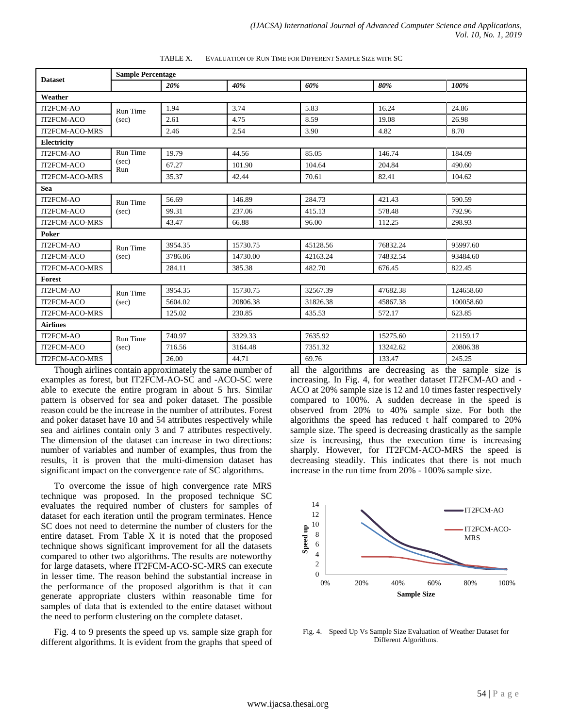TABLE X. EVALUATION OF RUN TIME FOR DIFFERENT SAMPLE SIZE WITH SC

| Dataset | Sample Percentage | | | | | |
|---|---|---|---|---|---|---|
| | | *20%* | *40%* | *60%* | *80%* | *100%* |
| **Weather** | | | | | | |
| IT2FCM-AO | Run Time (sec) | 1.94 | 3.74 | 5.83 | 16.24 | 24.86 |
| IT2FCM-ACO | | 2.61 | 4.75 | 8.59 | 19.08 | 26.98 |
| IT2FCM-ACO-MRS | | 2.46 | 2.54 | 3.90 | 4.82 | 8.70 |
| **Electricity** | | | | | | |
| IT2FCM-AO | Run Time (sec) Run | 19.79 | 44.56 | 85.05 | 146.74 | 184.09 |
| IT2FCM-ACO | | 67.27 | 101.90 | 104.64 | 204.84 | 490.60 |
| IT2FCM-ACO-MRS | | 35.37 | 42.44 | 70.61 | 82.41 | 104.62 |
| **Sea** | | | | | | |
| IT2FCM-AO | Run Time (sec) | 56.69 | 146.89 | 284.73 | 421.43 | 590.59 |
| IT2FCM-ACO | | 99.31 | 237.06 | 415.13 | 578.48 | 792.96 |
| IT2FCM-ACO-MRS | | 43.47 | 66.88 | 96.00 | 112.25 | 298.93 |
| **Poker** | | | | | | |
| IT2FCM-AO | Run Time (sec) | 3954.35 | 15730.75 | 45128.56 | 76832.24 | 95997.60 |
| IT2FCM-ACO | | 3786.06 | 14730.00 | 42163.24 | 74832.54 | 93484.60 |
| IT2FCM-ACO-MRS | | 284.11 | 385.38 | 482.70 | 676.45 | 822.45 |
| **Forest** | | | | | | |
| IT2FCM-AO | Run Time (sec) | 3954.35 | 15730.75 | 32567.39 | 47682.38 | 124658.60 |
| IT2FCM-ACO | | 5604.02 | 20806.38 | 31826.38 | 45867.38 | 100058.60 |
| IT2FCM-ACO-MRS | | 125.02 | 230.85 | 435.53 | 572.17 | 623.85 |
| **Airlines** | | | | | | |
| IT2FCM-AO | Run Time (sec) | 740.97 | 3329.33 | 7635.92 | 15275.60 | 21159.17 |
| IT2FCM-ACO | | 716.56 | 3164.48 | 7351.32 | 13242.62 | 20806.38 |
| IT2FCM-ACO-MRS | | 26.00 | 44.71 | 69.76 | 133.47 | 245.25 |

Though airlines contain approximately the same number of examples as forest, but IT2FCM-AO-SC and -ACO-SC were able to execute the entire program in about 5 hrs. Similar pattern is observed for sea and poker dataset. The possible reason could be the increase in the number of attributes. Forest and poker dataset have 10 and 54 attributes respectively while sea and airlines contain only 3 and 7 attributes respectively. The dimension of the dataset can increase in two directions: number of variables and number of examples, thus from the results, it is proven that the multi-dimension dataset has significant impact on the convergence rate of SC algorithms.

To overcome the issue of high convergence rate MRS technique was proposed. In the proposed technique SC evaluates the required number of clusters for samples of dataset for each iteration until the program terminates. Hence SC does not need to determine the number of clusters for the entire dataset. From Table X it is noted that the proposed technique shows significant improvement for all the datasets compared to other two algorithms. The results are noteworthy for large datasets, where IT2FCM-ACO-SC-MRS can execute in lesser time. The reason behind the substantial increase in the performance of the proposed algorithm is that it can generate appropriate clusters within reasonable time for samples of data that is extended to the entire dataset without the need to perform clustering on the complete dataset.

Fig. 4 to 9 presents the speed up vs. sample size graph for different algorithms. It is evident from the graphs that speed of all the algorithms are decreasing as the sample size is increasing. In Fig. 4, for weather dataset IT2FCM-AO and -ACO at 20% sample size is 12 and 10 times faster respectively compared to 100%. A sudden decrease in the speed is observed from 20% to 40% sample size. For both the algorithms the speed has reduced t half compared to 20% sample size. The speed is decreasing drastically as the sample size is increasing, thus the execution time is increasing sharply. However, for IT2FCM-ACO-MRS the speed is decreasing steadily. This indicates that there is not much increase in the run time from 20% - 100% sample size.

Fig. 4. Speed Up Vs Sample Size Evaluation of Weather Dataset for Different Algorithms.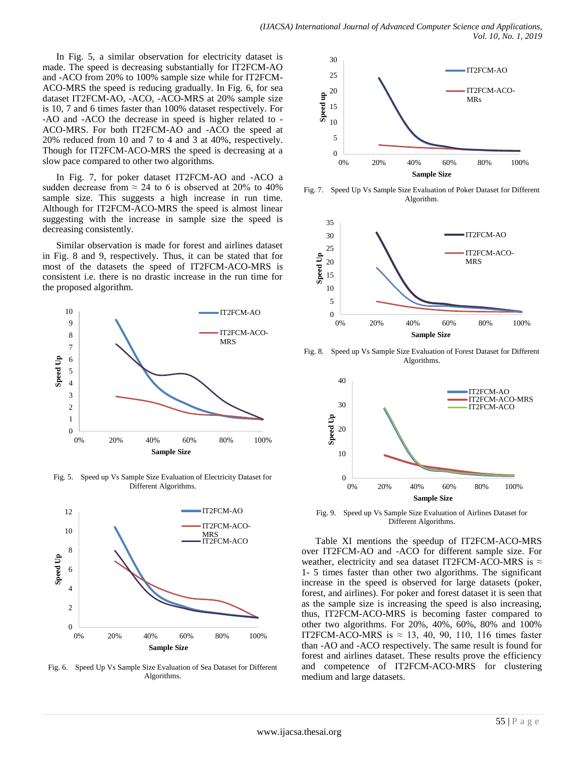In Fig. 5, a similar observation for electricity dataset is made. The speed is decreasing substantially for IT2FCM-AO and -ACO from 20% to 100% sample size while for IT2FCM-ACO-MRS the speed is reducing gradually. In Fig. 6, for sea dataset IT2FCM-AO, -ACO, -ACO-MRS at 20% sample size is 10, 7 and 6 times faster than 100% dataset respectively. For -AO and -ACO the decrease in speed is higher related to -ACO-MRS. For both IT2FCM-AO and -ACO the speed at 20% reduced from 10 and 7 to 4 and 3 at 40%, respectively. Though for IT2FCM-ACO-MRS the speed is decreasing at a slow pace compared to other two algorithms.

In Fig. 7, for poker dataset IT2FCM-AO and -ACO a sudden decrease from ≈ 24 to 6 is observed at 20% to 40% sample size. This suggests a high increase in run time. Although for IT2FCM-ACO-MRS the speed is almost linear suggesting with the increase in sample size the speed is decreasing consistently.

Similar observation is made for forest and airlines dataset in Fig. 8 and 9, respectively. Thus, it can be stated that for most of the datasets the speed of IT2FCM-ACO-MRS is consistent i.e. there is no drastic increase in the run time for the proposed algorithm.

Fig. 5. Speed up Vs Sample Size Evaluation of Electricity Dataset for Different Algorithms.

Fig. 6. Speed Up Vs Sample Size Evaluation of Sea Dataset for Different Algorithms.

Fig. 7. Speed Up Vs Sample Size Evaluation of Poker Dataset for Different Algorithm.

Fig. 8. Speed up Vs Sample Size Evaluation of Forest Dataset for Different Algorithms.

Fig. 9. Speed up Vs Sample Size Evaluation of Airlines Dataset for Different Algorithms.

Table XI mentions the speedup of IT2FCM-ACO-MRS over IT2FCM-AO and -ACO for different sample size. For weather, electricity and sea dataset IT2FCM-ACO-MRS is ≈ 1- 5 times faster than other two algorithms. The significant increase in the speed is observed for large datasets (poker, forest, and airlines). For poker and forest dataset it is seen that as the sample size is increasing the speed is also increasing, thus, IT2FCM-ACO-MRS is becoming faster compared to other two algorithms. For 20%, 40%, 60%, 80% and 100% IT2FCM-ACO-MRS is ≈ 13, 40, 90, 110, 116 times faster than -AO and -ACO respectively. The same result is found for forest and airlines dataset. These results prove the efficiency and competence of IT2FCM-ACO-MRS for clustering medium and large datasets.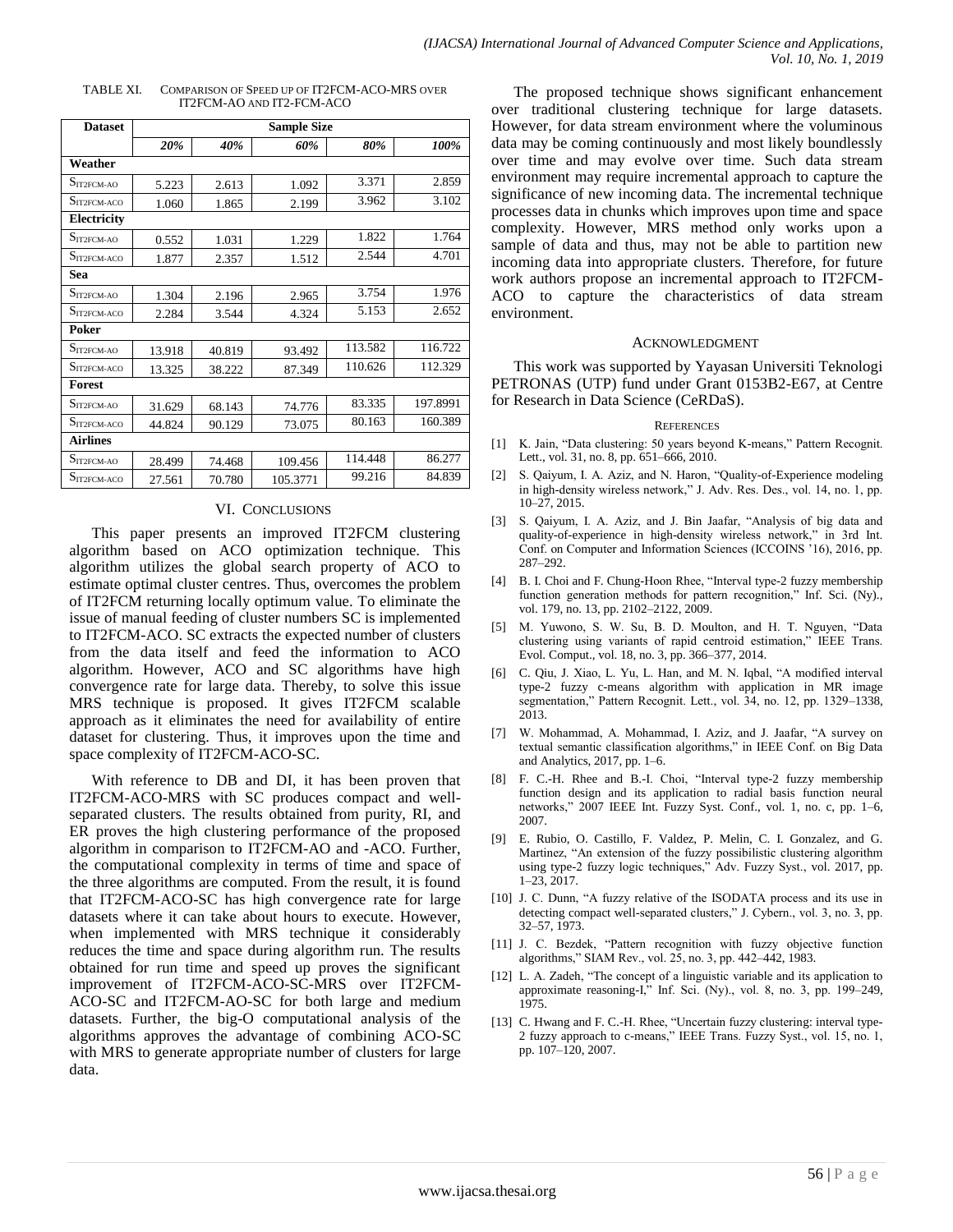TABLE XI. COMPARISON OF SPEED UP OF IT2FCM-ACO-MRS OVER IT2FCM-AO AND IT2-FCM-ACO

| Dataset | Sample Size | | | | |
|---|---|---|---|---|---|
| | *20%* | *40%* | *60%* | *80%* | *100%* |
| **Weather** | | | | | |
| $S_{IT2FCM\text{-}AO}$ | 5.223 | 2.613 | 1.092 | 3.371 | 2.859 |
| $S_{IT2FCM\text{-}ACO}$ | 1.060 | 1.865 | 2.199 | 3.962 | 3.102 |
| **Electricity** | | | | | |
| $S_{IT2FCM\text{-}AO}$ | 0.552 | 1.031 | 1.229 | 1.822 | 1.764 |
| $S_{IT2FCM\text{-}ACO}$ | 1.877 | 2.357 | 1.512 | 2.544 | 4.701 |
| **Sea** | | | | | |
| $S_{IT2FCM\text{-}AO}$ | 1.304 | 2.196 | 2.965 | 3.754 | 1.976 |
| $S_{IT2FCM\text{-}ACO}$ | 2.284 | 3.544 | 4.324 | 5.153 | 2.652 |
| **Poker** | | | | | |
| $S_{IT2FCM\text{-}AO}$ | 13.918 | 40.819 | 93.492 | 113.582 | 116.722 |
| $S_{IT2FCM\text{-}ACO}$ | 13.325 | 38.222 | 87.349 | 110.626 | 112.329 |
| **Forest** | | | | | |
| $S_{IT2FCM\text{-}AO}$ | 31.629 | 68.143 | 74.776 | 83.335 | 197.8991 |
| $S_{IT2FCM\text{-}ACO}$ | 44.824 | 90.129 | 73.075 | 80.163 | 160.389 |
| **Airlines** | | | | | |
| $S_{IT2FCM\text{-}AO}$ | 28.499 | 74.468 | 109.456 | 114.448 | 86.277 |
| $S_{IT2FCM\text{-}ACO}$ | 27.561 | 70.780 | 105.3771 | 99.216 | 84.839 |

## VI. CONCLUSIONS

This paper presents an improved IT2FCM clustering algorithm based on ACO optimization technique. This algorithm utilizes the global search property of ACO to estimate optimal cluster centres. Thus, overcomes the problem of IT2FCM returning locally optimum value. To eliminate the issue of manual feeding of cluster numbers SC is implemented to IT2FCM-ACO. SC extracts the expected number of clusters from the data itself and feed the information to ACO algorithm. However, ACO and SC algorithms have high convergence rate for large data. Thereby, to solve this issue MRS technique is proposed. It gives IT2FCM scalable approach as it eliminates the need for availability of entire dataset for clustering. Thus, it improves upon the time and space complexity of IT2FCM-ACO-SC.

With reference to DB and DI, it has been proven that IT2FCM-ACO-MRS with SC produces compact and well-separated clusters. The results obtained from purity, RI, and ER proves the high clustering performance of the proposed algorithm in comparison to IT2FCM-AO and -ACO. Further, the computational complexity in terms of time and space of the three algorithms are computed. From the result, it is found that IT2FCM-ACO-SC has high convergence rate for large datasets where it can take about hours to execute. However, when implemented with MRS technique it considerably reduces the time and space during algorithm run. The results obtained for run time and speed up proves the significant improvement of IT2FCM-ACO-SC-MRS over IT2FCM-ACO-SC and IT2FCM-AO-SC for both large and medium datasets. Further, the big-O computational analysis of the algorithms approves the advantage of combining ACO-SC with MRS to generate appropriate number of clusters for large data.

The proposed technique shows significant enhancement over traditional clustering technique for large datasets. However, for data stream environment where the voluminous data may be coming continuously and most likely boundlessly over time and may evolve over time. Such data stream environment may require incremental approach to capture the significance of new incoming data. The incremental technique processes data in chunks which improves upon time and space complexity. However, MRS method only works upon a sample of data and thus, may not be able to partition new incoming data into appropriate clusters. Therefore, for future work authors propose an incremental approach to IT2FCM-ACO to capture the characteristics of data stream environment.

## ACKNOWLEDGMENT

This work was supported by Yayasan Universiti Teknologi PETRONAS (UTP) fund under Grant 0153B2-E67, at Centre for Research in Data Science (CeRDaS).

## REFERENCES

[1] K. Jain, "Data clustering: 50 years beyond K-means," Pattern Recognit. Lett., vol. 31, no. 8, pp. 651–666, 2010.

[2] S. Qaiyum, I. A. Aziz, and N. Haron, "Quality-of-Experience modeling in high-density wireless network," J. Adv. Res. Des., vol. 14, no. 1, pp. 10–27, 2015.

[3] S. Qaiyum, I. A. Aziz, and J. Bin Jaafar, "Analysis of big data and quality-of-experience in high-density wireless network," in 3rd Int. Conf. on Computer and Information Sciences (ICCOINS '16), 2016, pp. 287–292.

[4] B. I. Choi and F. Chung-Hoon Rhee, "Interval type-2 fuzzy membership function generation methods for pattern recognition," Inf. Sci. (Ny)., vol. 179, no. 13, pp. 2102–2122, 2009.

[5] M. Yuwono, S. W. Su, B. D. Moulton, and H. T. Nguyen, "Data clustering using variants of rapid centroid estimation," IEEE Trans. Evol. Comput., vol. 18, no. 3, pp. 366–377, 2014.

[6] C. Qiu, J. Xiao, L. Yu, L. Han, and M. N. Iqbal, "A modified interval type-2 fuzzy c-means algorithm with application in MR image segmentation," Pattern Recognit. Lett., vol. 34, no. 12, pp. 1329–1338, 2013.

[7] W. Mohammad, A. Mohammad, I. Aziz, and J. Jaafar, "A survey on textual semantic classification algorithms," in IEEE Conf. on Big Data and Analytics, 2017, pp. 1–6.

[8] F. C.-H. Rhee and B.-I. Choi, "Interval type-2 fuzzy membership function design and its application to radial basis function neural networks," 2007 IEEE Int. Fuzzy Syst. Conf., vol. 1, no. c, pp. 1–6, 2007.

[9] E. Rubio, O. Castillo, F. Valdez, P. Melin, C. I. Gonzalez, and G. Martinez, "An extension of the fuzzy possibilistic clustering algorithm using type-2 fuzzy logic techniques," Adv. Fuzzy Syst., vol. 2017, pp. 1–23, 2017.

[10] J. C. Dunn, "A fuzzy relative of the ISODATA process and its use in detecting compact well-separated clusters," J. Cybern., vol. 3, no. 3, pp. 32–57, 1973.

[11] J. C. Bezdek, "Pattern recognition with fuzzy objective function algorithms," SIAM Rev., vol. 25, no. 3, pp. 442–442, 1983.

[12] L. A. Zadeh, "The concept of a linguistic variable and its application to approximate reasoning-I," Inf. Sci. (Ny)., vol. 8, no. 3, pp. 199–249, 1975.

[13] C. Hwang and F. C.-H. Rhee, "Uncertain fuzzy clustering: interval type-2 fuzzy approach to c-means," IEEE Trans. Fuzzy Syst., vol. 15, no. 1, pp. 107–120, 2007.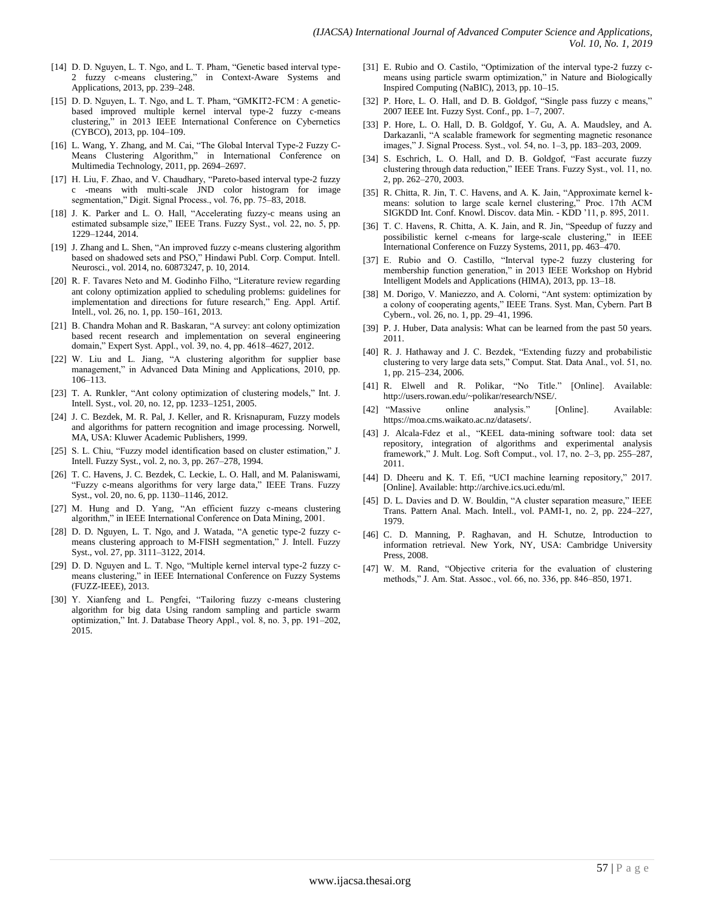[14] D. D. Nguyen, L. T. Ngo, and L. T. Pham, "Genetic based interval type-2 fuzzy c-means clustering," in Context-Aware Systems and Applications, 2013, pp. 239–248.

[15] D. D. Nguyen, L. T. Ngo, and L. T. Pham, "GMKIT2-FCM : A genetic-based improved multiple kernel interval type-2 fuzzy c-means clustering," in 2013 IEEE International Conference on Cybernetics (CYBCO), 2013, pp. 104–109.

[16] L. Wang, Y. Zhang, and M. Cai, "The Global Interval Type-2 Fuzzy C-Means Clustering Algorithm," in International Conference on Multimedia Technology, 2011, pp. 2694–2697.

[17] H. Liu, F. Zhao, and V. Chaudhary, "Pareto-based interval type-2 fuzzy c -means with multi-scale JND color histogram for image segmentation," Digit. Signal Process., vol. 76, pp. 75–83, 2018.

[18] J. K. Parker and L. O. Hall, "Accelerating fuzzy-c means using an estimated subsample size," IEEE Trans. Fuzzy Syst., vol. 22, no. 5, pp. 1229–1244, 2014.

[19] J. Zhang and L. Shen, "An improved fuzzy c-means clustering algorithm based on shadowed sets and PSO," Hindawi Publ. Corp. Comput. Intell. Neurosci., vol. 2014, no. 60873247, p. 10, 2014.

[20] R. F. Tavares Neto and M. Godinho Filho, "Literature review regarding ant colony optimization applied to scheduling problems: guidelines for implementation and directions for future research," Eng. Appl. Artif. Intell., vol. 26, no. 1, pp. 150–161, 2013.

[21] B. Chandra Mohan and R. Baskaran, "A survey: ant colony optimization based recent research and implementation on several engineering domain," Expert Syst. Appl., vol. 39, no. 4, pp. 4618–4627, 2012.

[22] W. Liu and L. Jiang, "A clustering algorithm for supplier base management," in Advanced Data Mining and Applications, 2010, pp. 106–113.

[23] T. A. Runkler, "Ant colony optimization of clustering models," Int. J. Intell. Syst., vol. 20, no. 12, pp. 1233–1251, 2005.

[24] J. C. Bezdek, M. R. Pal, J. Keller, and R. Krisnapuram, Fuzzy models and algorithms for pattern recognition and image processing. Norwell, MA, USA: Kluwer Academic Publishers, 1999.

[25] S. L. Chiu, "Fuzzy model identification based on cluster estimation," J. Intell. Fuzzy Syst., vol. 2, no. 3, pp. 267–278, 1994.

[26] T. C. Havens, J. C. Bezdek, C. Leckie, L. O. Hall, and M. Palaniswami, "Fuzzy c-means algorithms for very large data," IEEE Trans. Fuzzy Syst., vol. 20, no. 6, pp. 1130–1146, 2012.

[27] M. Hung and D. Yang, "An efficient fuzzy c-means clustering algorithm," in IEEE International Conference on Data Mining, 2001.

[28] D. D. Nguyen, L. T. Ngo, and J. Watada, "A genetic type-2 fuzzy c-means clustering approach to M-FISH segmentation," J. Intell. Fuzzy Syst., vol. 27, pp. 3111–3122, 2014.

[29] D. D. Nguyen and L. T. Ngo, "Multiple kernel interval type-2 fuzzy c-means clustering," in IEEE International Conference on Fuzzy Systems (FUZZ-IEEE), 2013.

[30] Y. Xianfeng and L. Pengfei, "Tailoring fuzzy c-means clustering algorithm for big data Using random sampling and particle swarm optimization," Int. J. Database Theory Appl., vol. 8, no. 3, pp. 191–202, 2015.

[31] E. Rubio and O. Castilo, "Optimization of the interval type-2 fuzzy c-means using particle swarm optimization," in Nature and Biologically Inspired Computing (NaBIC), 2013, pp. 10–15.

[32] P. Hore, L. O. Hall, and D. B. Goldgof, "Single pass fuzzy c means," 2007 IEEE Int. Fuzzy Syst. Conf., pp. 1–7, 2007.

[33] P. Hore, L. O. Hall, D. B. Goldgof, Y. Gu, A. A. Maudsley, and A. Darkazanli, "A scalable framework for segmenting magnetic resonance images," J. Signal Process. Syst., vol. 54, no. 1–3, pp. 183–203, 2009.

[34] S. Eschrich, L. O. Hall, and D. B. Goldgof, "Fast accurate fuzzy clustering through data reduction," IEEE Trans. Fuzzy Syst., vol. 11, no. 2, pp. 262–270, 2003.

[35] R. Chitta, R. Jin, T. C. Havens, and A. K. Jain, "Approximate kernel k-means: solution to large scale kernel clustering," Proc. 17th ACM SIGKDD Int. Conf. Knowl. Discov. data Min. - KDD '11, p. 895, 2011.

[36] T. C. Havens, R. Chitta, A. K. Jain, and R. Jin, "Speedup of fuzzy and possibilistic kernel c-means for large-scale clustering," in IEEE International Conference on Fuzzy Systems, 2011, pp. 463–470.

[37] E. Rubio and O. Castillo, "Interval type-2 fuzzy clustering for membership function generation," in 2013 IEEE Workshop on Hybrid Intelligent Models and Applications (HIMA), 2013, pp. 13–18.

[38] M. Dorigo, V. Maniezzo, and A. Colorni, "Ant system: optimization by a colony of cooperating agents," IEEE Trans. Syst. Man, Cybern. Part B Cybern., vol. 26, no. 1, pp. 29–41, 1996.

[39] P. J. Huber, Data analysis: What can be learned from the past 50 years. 2011.

[40] R. J. Hathaway and J. C. Bezdek, "Extending fuzzy and probabilistic clustering to very large data sets," Comput. Stat. Data Anal., vol. 51, no. 1, pp. 215–234, 2006.

[41] R. Elwell and R. Polikar, "No Title." [Online]. Available: http://users.rowan.edu/~polikar/research/NSE/.

[42] "Massive online analysis." [Online]. Available: https://moa.cms.waikato.ac.nz/datasets/.

[43] J. Alcala-Fdez et al., "KEEL data-mining software tool: data set repository, integration of algorithms and experimental analysis framework," J. Mult. Log. Soft Comput., vol. 17, no. 2–3, pp. 255–287, 2011.

[44] D. Dheeru and K. T. Efi, "UCI machine learning repository," 2017. [Online]. Available: http://archive.ics.uci.edu/ml.

[45] D. L. Davies and D. W. Bouldin, "A cluster separation measure," IEEE Trans. Pattern Anal. Mach. Intell., vol. PAMI-1, no. 2, pp. 224–227, 1979.

[46] C. D. Manning, P. Raghavan, and H. Schutze, Introduction to information retrieval. New York, NY, USA: Cambridge University Press, 2008.

[47] W. M. Rand, "Objective criteria for the evaluation of clustering methods," J. Am. Stat. Assoc., vol. 66, no. 336, pp. 846–850, 1971.